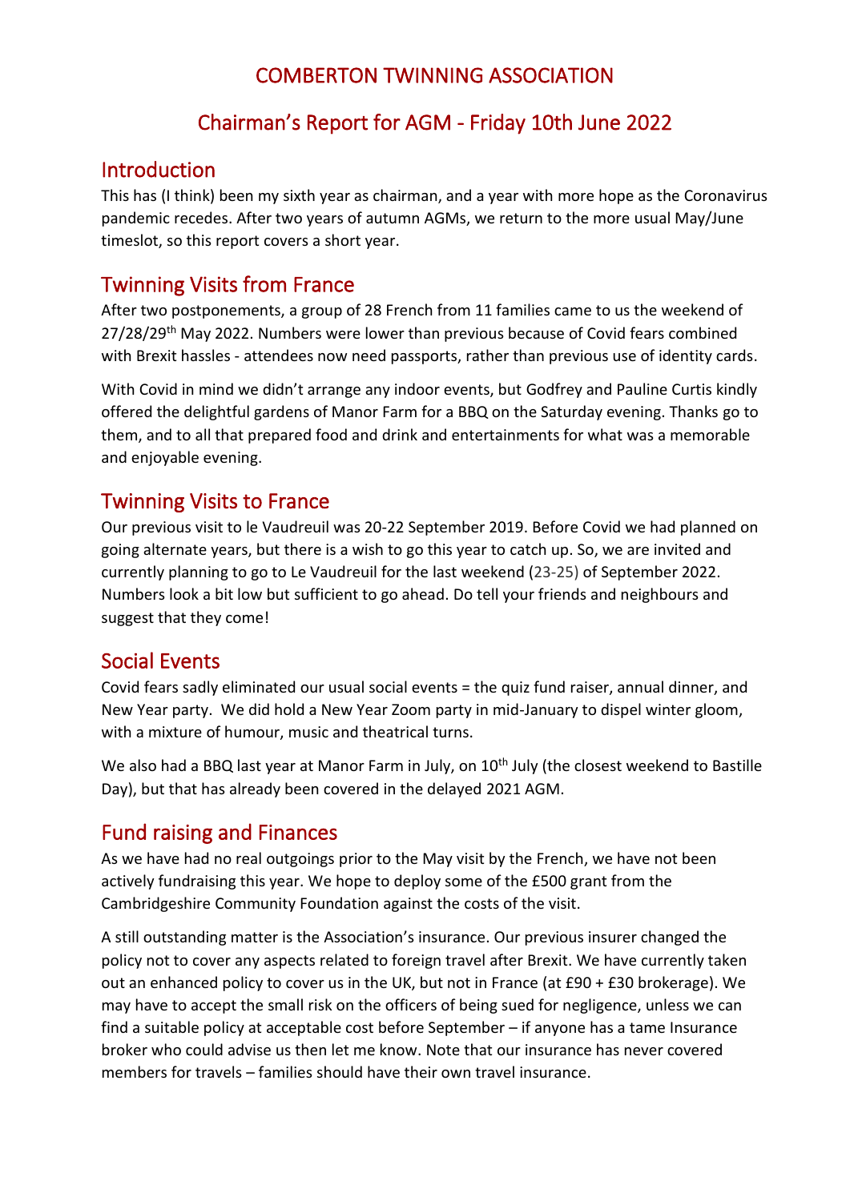// COMBERTON TWINNING ASSOCIATION

## Chairman's Report for AGM - Friday 10th June 2022

### Introduction

This has (I think) been my sixth year as chairman, and a year with more hope as the Coronavirus pandemic recedes. After two years of autumn AGMs, we return to the more usual May/June timeslot, so this report covers a short year.

### Twinning Visits from France

After two postponements, a group of 28 French from 11 families came to us the weekend of 27/28/29th May 2022. Numbers were lower than previous because of Covid fears combined with Brexit hassles - attendees now need passports, rather than previous use of identity cards.

With Covid in mind we didn't arrange any indoor events, but Godfrey and Pauline Curtis kindly offered the delightful gardens of Manor Farm for a BBQ on the Saturday evening. Thanks go to them, and to all that prepared food and drink and entertainments for what was a memorable and enjoyable evening.

### Twinning Visits to France

Our previous visit to le Vaudreuil was 20-22 September 2019. Before Covid we had planned on going alternate years, but there is a wish to go this year to catch up. So, we are invited and currently planning to go to Le Vaudreuil for the last weekend (23-25) of September 2022. Numbers look a bit low but sufficient to go ahead. Do tell your friends and neighbours and suggest that they come!

### Social Events

Covid fears sadly eliminated our usual social events = the quiz fund raiser, annual dinner, and New Year party. We did hold a New Year Zoom party in mid-January to dispel winter gloom, with a mixture of humour, music and theatrical turns.

We also had a BBQ last year at Manor Farm in July, on 10th July (the closest weekend to Bastille Day), but that has already been covered in the delayed 2021 AGM.

### Fund raising and Finances

As we have had no real outgoings prior to the May visit by the French, we have not been actively fundraising this year. We hope to deploy some of the £500 grant from the Cambridgeshire Community Foundation against the costs of the visit.

A still outstanding matter is the Association's insurance. Our previous insurer changed the policy not to cover any aspects related to foreign travel after Brexit. We have currently taken out an enhanced policy to cover us in the UK, but not in France (at £90 + £30 brokerage). We may have to accept the small risk on the officers of being sued for negligence, unless we can find a suitable policy at acceptable cost before September – if anyone has a tame Insurance broker who could advise us then let me know. Note that our insurance has never covered members for travels – families should have their own travel insurance.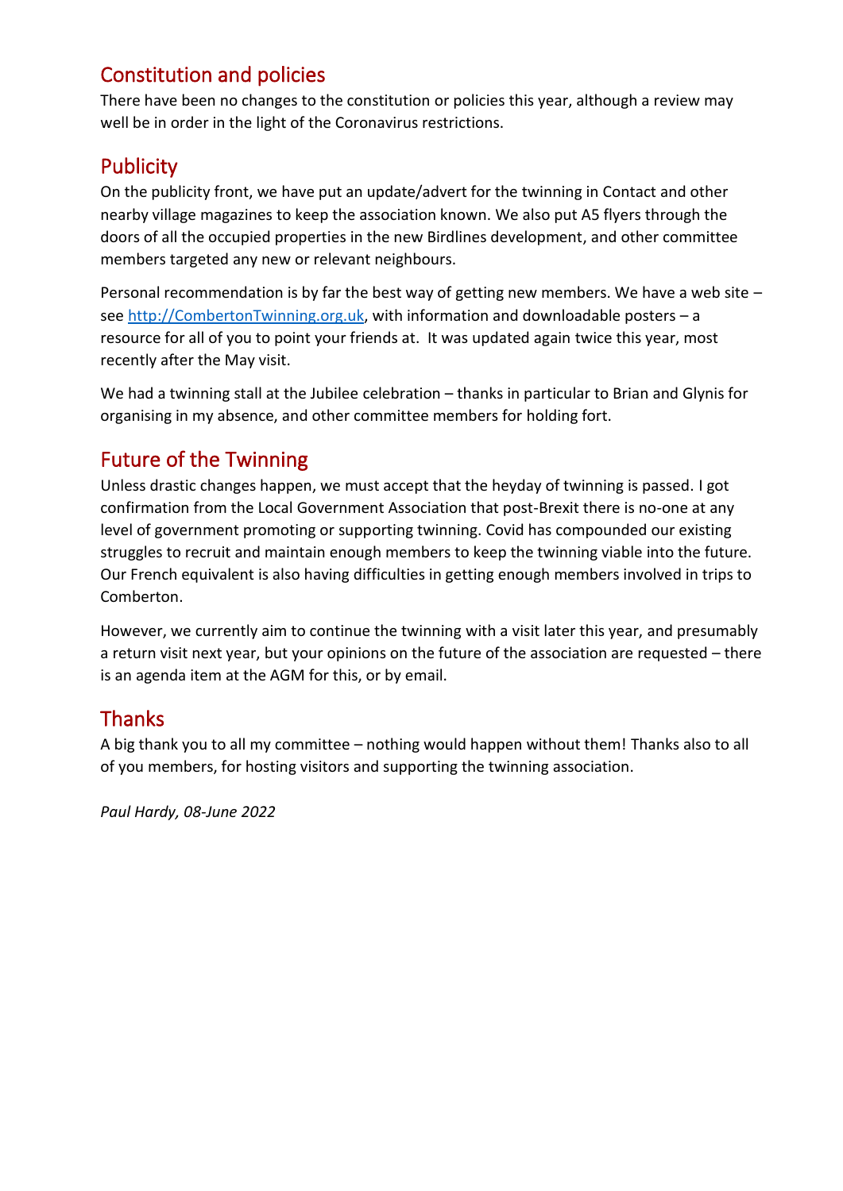## Constitution and policies

There have been no changes to the constitution or policies this year, although a review may well be in order in the light of the Coronavirus restrictions.

## Publicity

On the publicity front, we have put an update/advert for the twinning in Contact and other nearby village magazines to keep the association known. We also put A5 flyers through the doors of all the occupied properties in the new Birdlines development, and other committee members targeted any new or relevant neighbours.

Personal recommendation is by far the best way of getting new members. We have a web site – see [http://CombertonTwinning.org.uk](http://CombertonTwinning.org.uk), with information and downloadable posters – a resource for all of you to point your friends at. It was updated again twice this year, most recently after the May visit.

We had a twinning stall at the Jubilee celebration – thanks in particular to Brian and Glynis for organising in my absence, and other committee members for holding fort.

## Future of the Twinning

Unless drastic changes happen, we must accept that the heyday of twinning is passed. I got confirmation from the Local Government Association that post-Brexit there is no-one at any level of government promoting or supporting twinning. Covid has compounded our existing struggles to recruit and maintain enough members to keep the twinning viable into the future. Our French equivalent is also having difficulties in getting enough members involved in trips to Comberton.

However, we currently aim to continue the twinning with a visit later this year, and presumably a return visit next year, but your opinions on the future of the association are requested – there is an agenda item at the AGM for this, or by email.

## Thanks

A big thank you to all my committee – nothing would happen without them! Thanks also to all of you members, for hosting visitors and supporting the twinning association.

*Paul Hardy, 08-June 2022*